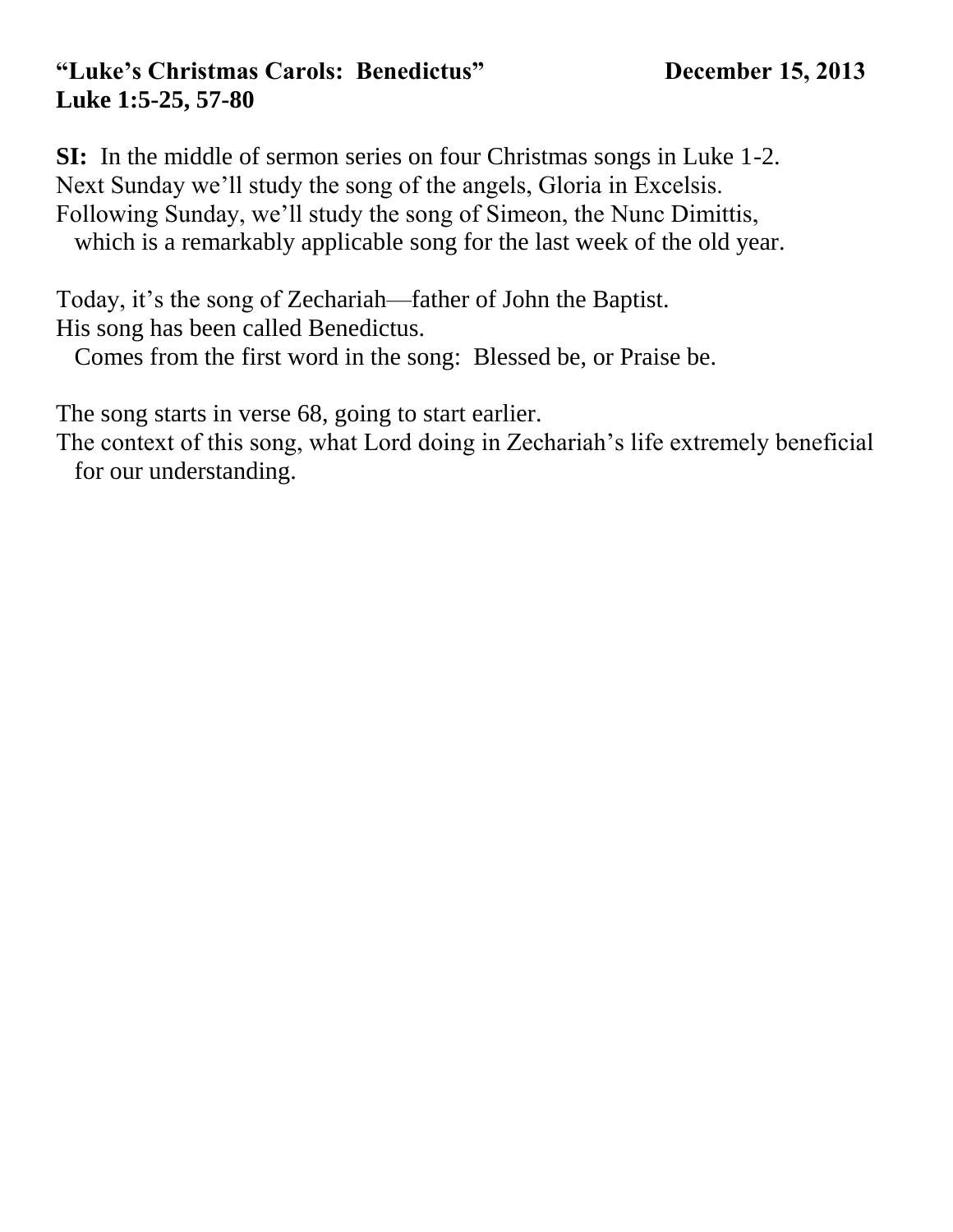**"Luke's Christmas Carols: Benedictus"** **December 15, 2013**
**Luke 1:5-25, 57-80**

**SI:** In the middle of sermon series on four Christmas songs in Luke 1-2.
Next Sunday we'll study the song of the angels, Gloria in Excelsis.
Following Sunday, we'll study the song of Simeon, the Nunc Dimittis,
which is a remarkably applicable song for the last week of the old year.

Today, it's the song of Zechariah—father of John the Baptist.
His song has been called Benedictus.
Comes from the first word in the song: Blessed be, or Praise be.

The song starts in verse 68, going to start earlier.
The context of this song, what Lord doing in Zechariah's life extremely beneficial for our understanding.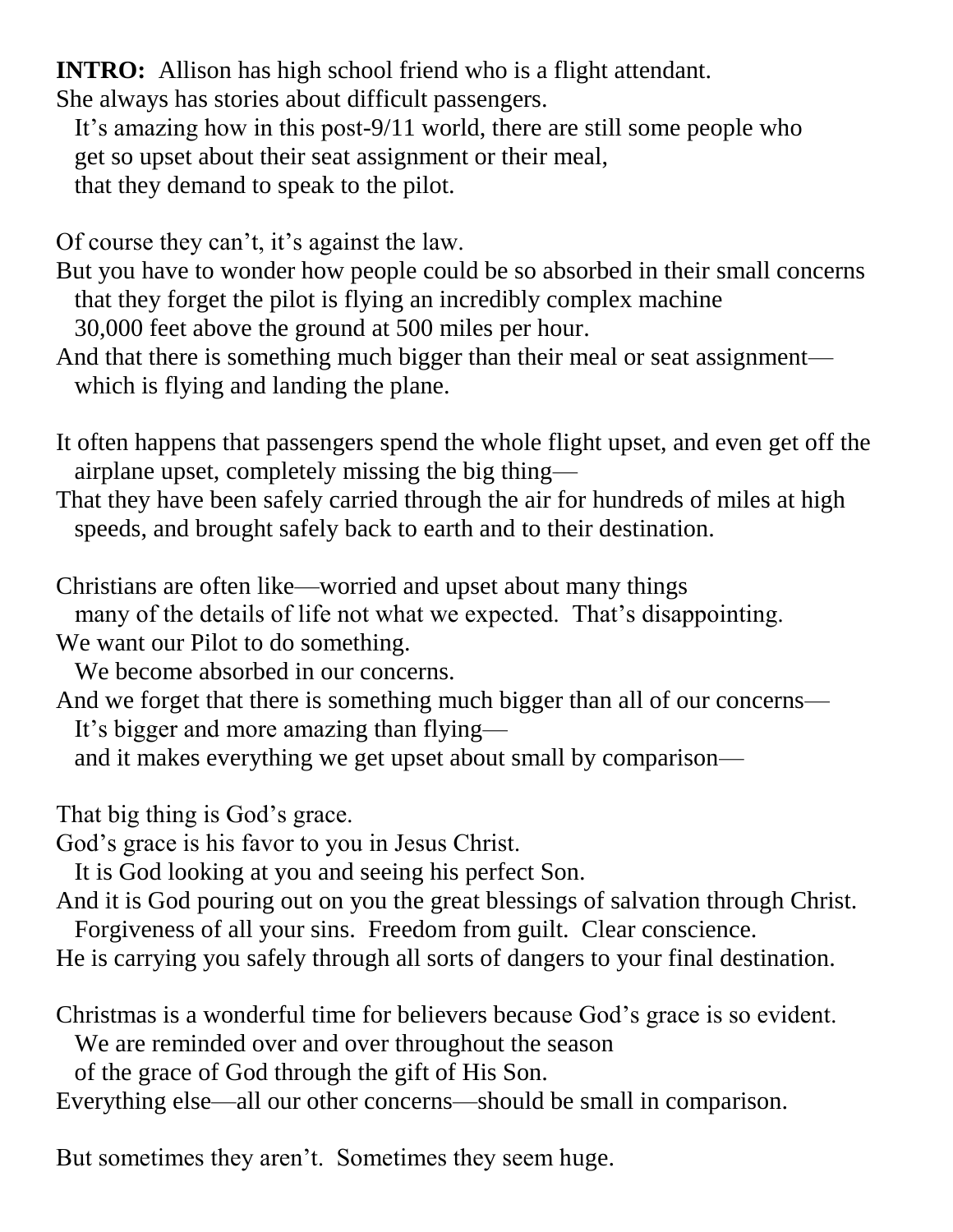**INTRO:** Allison has high school friend who is a flight attendant.
She always has stories about difficult passengers.
It's amazing how in this post-9/11 world, there are still some people who get so upset about their seat assignment or their meal, that they demand to speak to the pilot.

Of course they can't, it's against the law.
But you have to wonder how people could be so absorbed in their small concerns that they forget the pilot is flying an incredibly complex machine 30,000 feet above the ground at 500 miles per hour.
And that there is something much bigger than their meal or seat assignment—which is flying and landing the plane.

It often happens that passengers spend the whole flight upset, and even get off the airplane upset, completely missing the big thing—
That they have been safely carried through the air for hundreds of miles at high speeds, and brought safely back to earth and to their destination.

Christians are often like—worried and upset about many things many of the details of life not what we expected. That's disappointing.
We want our Pilot to do something.
We become absorbed in our concerns.
And we forget that there is something much bigger than all of our concerns—
It's bigger and more amazing than flying—
and it makes everything we get upset about small by comparison—

That big thing is God's grace.
God's grace is his favor to you in Jesus Christ.
It is God looking at you and seeing his perfect Son.
And it is God pouring out on you the great blessings of salvation through Christ.
Forgiveness of all your sins. Freedom from guilt. Clear conscience.
He is carrying you safely through all sorts of dangers to your final destination.

Christmas is a wonderful time for believers because God's grace is so evident.
We are reminded over and over throughout the season of the grace of God through the gift of His Son.
Everything else—all our other concerns—should be small in comparison.

But sometimes they aren't. Sometimes they seem huge.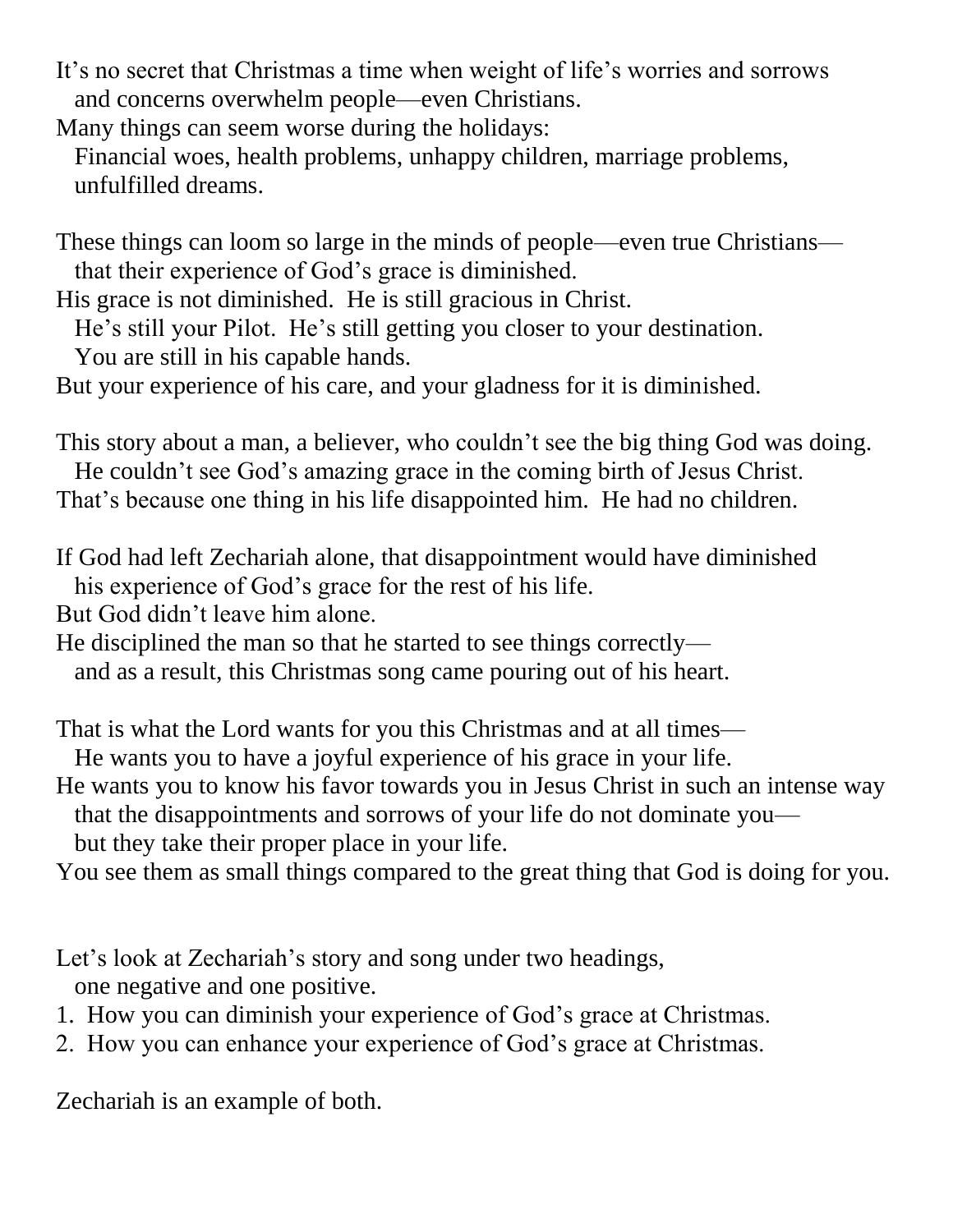It's no secret that Christmas a time when weight of life's worries and sorrows
and concerns overwhelm people—even Christians.

Many things can seem worse during the holidays:
Financial woes, health problems, unhappy children, marriage problems,
unfulfilled dreams.

These things can loom so large in the minds of people—even true Christians—
that their experience of God's grace is diminished.

His grace is not diminished. He is still gracious in Christ.
He's still your Pilot. He's still getting you closer to your destination.
You are still in his capable hands.

But your experience of his care, and your gladness for it is diminished.

This story about a man, a believer, who couldn't see the big thing God was doing.
He couldn't see God's amazing grace in the coming birth of Jesus Christ.

That's because one thing in his life disappointed him. He had no children.

If God had left Zechariah alone, that disappointment would have diminished
his experience of God's grace for the rest of his life.

But God didn't leave him alone.

He disciplined the man so that he started to see things correctly—
and as a result, this Christmas song came pouring out of his heart.

That is what the Lord wants for you this Christmas and at all times—
He wants you to have a joyful experience of his grace in your life.

He wants you to know his favor towards you in Jesus Christ in such an intense way
that the disappointments and sorrows of your life do not dominate you—
but they take their proper place in your life.

You see them as small things compared to the great thing that God is doing for you.

Let's look at Zechariah's story and song under two headings,
one negative and one positive.

1. How you can diminish your experience of God's grace at Christmas.
2. How you can enhance your experience of God's grace at Christmas.

Zechariah is an example of both.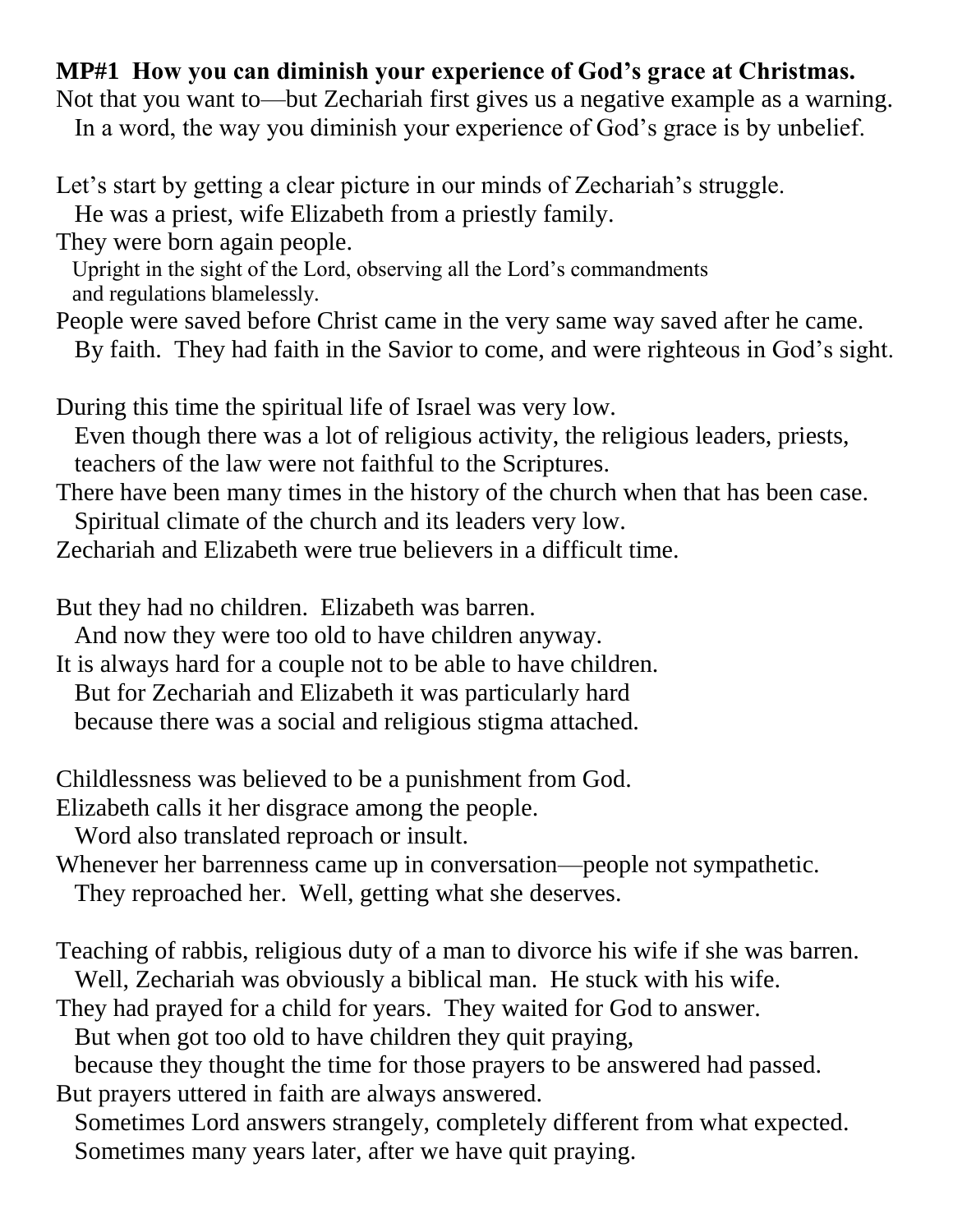**MP#1 How you can diminish your experience of God's grace at Christmas.**

Not that you want to—but Zechariah first gives us a negative example as a warning.
In a word, the way you diminish your experience of God's grace is by unbelief.

Let's start by getting a clear picture in our minds of Zechariah's struggle.
He was a priest, wife Elizabeth from a priestly family.
They were born again people.
Upright in the sight of the Lord, observing all the Lord's commandments and regulations blamelessly.
People were saved before Christ came in the very same way saved after he came.
By faith. They had faith in the Savior to come, and were righteous in God's sight.

During this time the spiritual life of Israel was very low.
Even though there was a lot of religious activity, the religious leaders, priests, teachers of the law were not faithful to the Scriptures.
There have been many times in the history of the church when that has been case.
Spiritual climate of the church and its leaders very low.
Zechariah and Elizabeth were true believers in a difficult time.

But they had no children. Elizabeth was barren.
And now they were too old to have children anyway.
It is always hard for a couple not to be able to have children.
But for Zechariah and Elizabeth it was particularly hard because there was a social and religious stigma attached.

Childlessness was believed to be a punishment from God.
Elizabeth calls it her disgrace among the people.
Word also translated reproach or insult.
Whenever her barrenness came up in conversation—people not sympathetic.
They reproached her. Well, getting what she deserves.

Teaching of rabbis, religious duty of a man to divorce his wife if she was barren.
Well, Zechariah was obviously a biblical man. He stuck with his wife.
They had prayed for a child for years. They waited for God to answer.
But when got too old to have children they quit praying, because they thought the time for those prayers to be answered had passed.
But prayers uttered in faith are always answered.
Sometimes Lord answers strangely, completely different from what expected.
Sometimes many years later, after we have quit praying.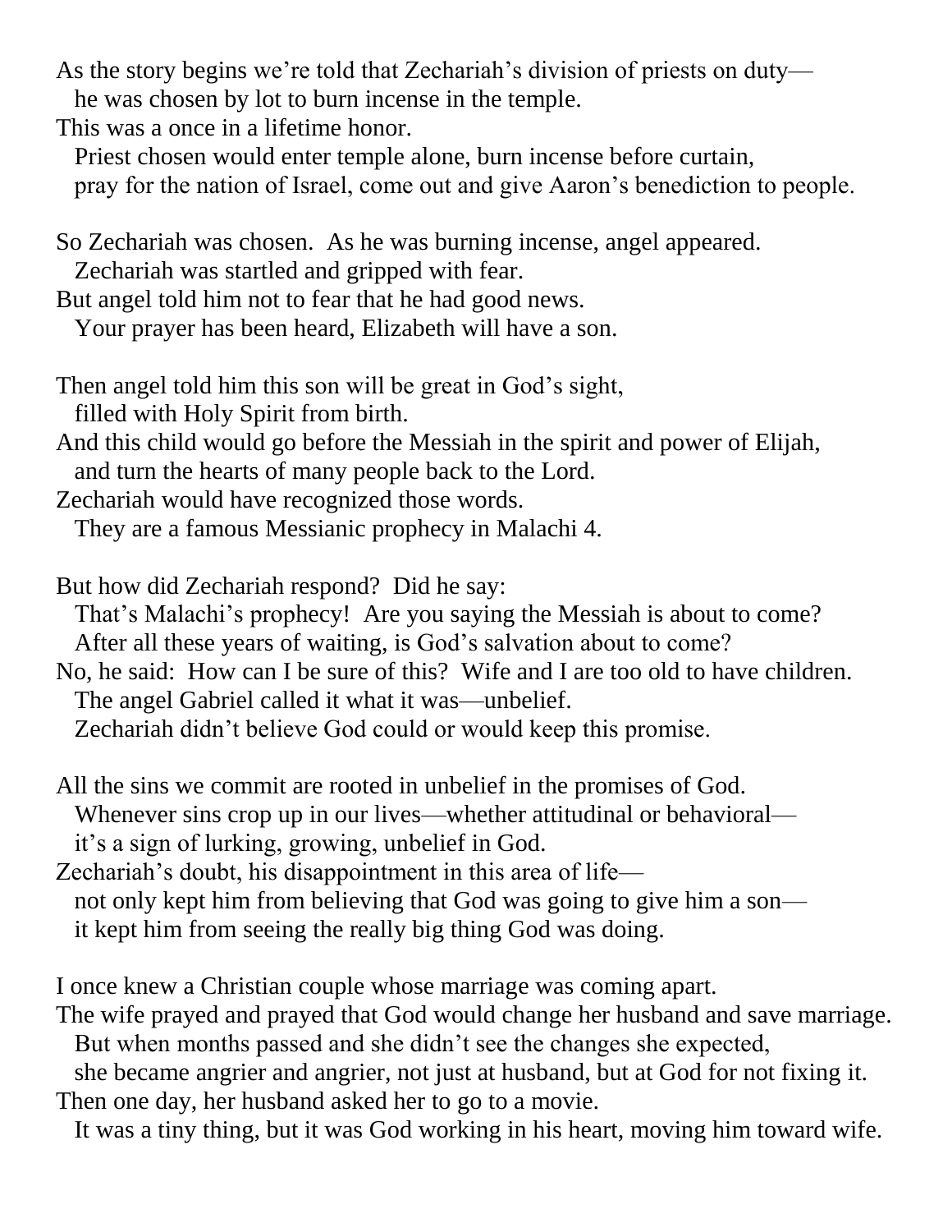As the story begins we're told that Zechariah's division of priests on duty—
he was chosen by lot to burn incense in the temple.
This was a once in a lifetime honor.
Priest chosen would enter temple alone, burn incense before curtain,
pray for the nation of Israel, come out and give Aaron's benediction to people.

So Zechariah was chosen. As he was burning incense, angel appeared.
Zechariah was startled and gripped with fear.
But angel told him not to fear that he had good news.
Your prayer has been heard, Elizabeth will have a son.

Then angel told him this son will be great in God's sight,
filled with Holy Spirit from birth.
And this child would go before the Messiah in the spirit and power of Elijah,
and turn the hearts of many people back to the Lord.
Zechariah would have recognized those words.
They are a famous Messianic prophecy in Malachi 4.

But how did Zechariah respond? Did he say:
That's Malachi's prophecy! Are you saying the Messiah is about to come?
After all these years of waiting, is God's salvation about to come?
No, he said: How can I be sure of this? Wife and I are too old to have children.
The angel Gabriel called it what it was—unbelief.
Zechariah didn't believe God could or would keep this promise.

All the sins we commit are rooted in unbelief in the promises of God.
Whenever sins crop up in our lives—whether attitudinal or behavioral—
it's a sign of lurking, growing, unbelief in God.
Zechariah's doubt, his disappointment in this area of life—
not only kept him from believing that God was going to give him a son—
it kept him from seeing the really big thing God was doing.

I once knew a Christian couple whose marriage was coming apart.
The wife prayed and prayed that God would change her husband and save marriage.
But when months passed and she didn't see the changes she expected,
she became angrier and angrier, not just at husband, but at God for not fixing it.
Then one day, her husband asked her to go to a movie.
It was a tiny thing, but it was God working in his heart, moving him toward wife.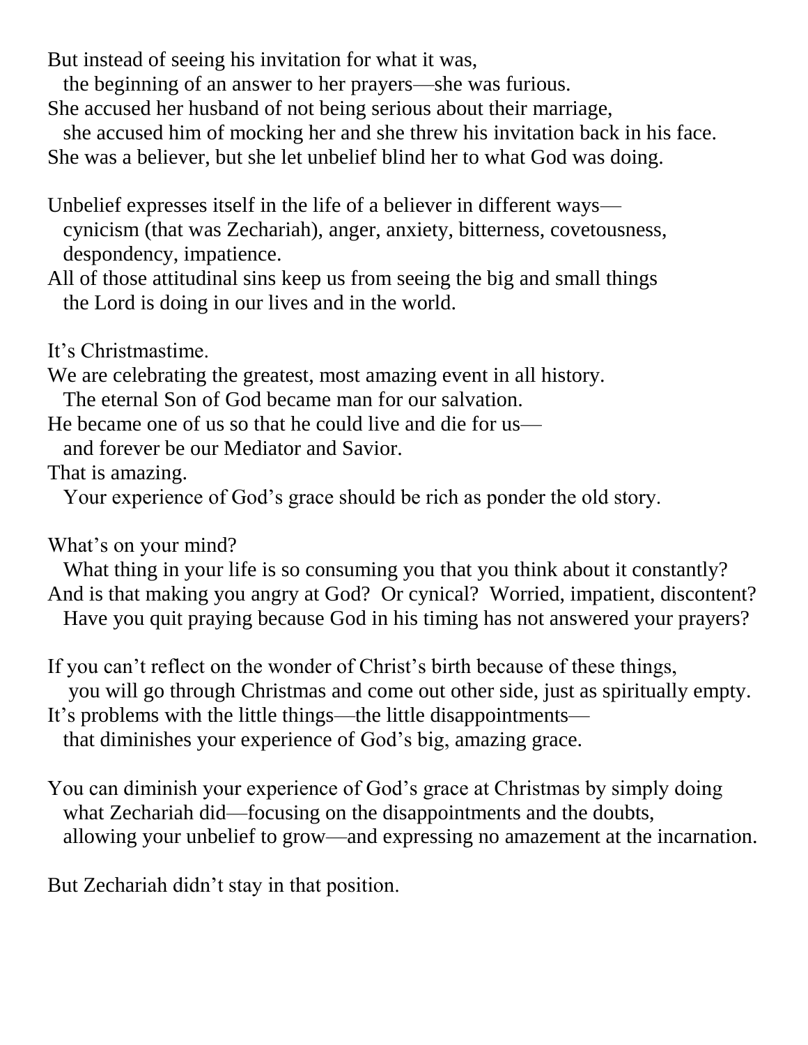But instead of seeing his invitation for what it was,
the beginning of an answer to her prayers—she was furious.
She accused her husband of not being serious about their marriage,
she accused him of mocking her and she threw his invitation back in his face.
She was a believer, but she let unbelief blind her to what God was doing.

Unbelief expresses itself in the life of a believer in different ways—
cynicism (that was Zechariah), anger, anxiety, bitterness, covetousness,
despondency, impatience.
All of those attitudinal sins keep us from seeing the big and small things
the Lord is doing in our lives and in the world.

It's Christmastime.
We are celebrating the greatest, most amazing event in all history.
The eternal Son of God became man for our salvation.
He became one of us so that he could live and die for us—
and forever be our Mediator and Savior.
That is amazing.
Your experience of God's grace should be rich as ponder the old story.

What's on your mind?
What thing in your life is so consuming you that you think about it constantly?
And is that making you angry at God? Or cynical? Worried, impatient, discontent?
Have you quit praying because God in his timing has not answered your prayers?

If you can't reflect on the wonder of Christ's birth because of these things,
you will go through Christmas and come out other side, just as spiritually empty.
It's problems with the little things—the little disappointments—
that diminishes your experience of God's big, amazing grace.

You can diminish your experience of God's grace at Christmas by simply doing
what Zechariah did—focusing on the disappointments and the doubts,
allowing your unbelief to grow—and expressing no amazement at the incarnation.

But Zechariah didn't stay in that position.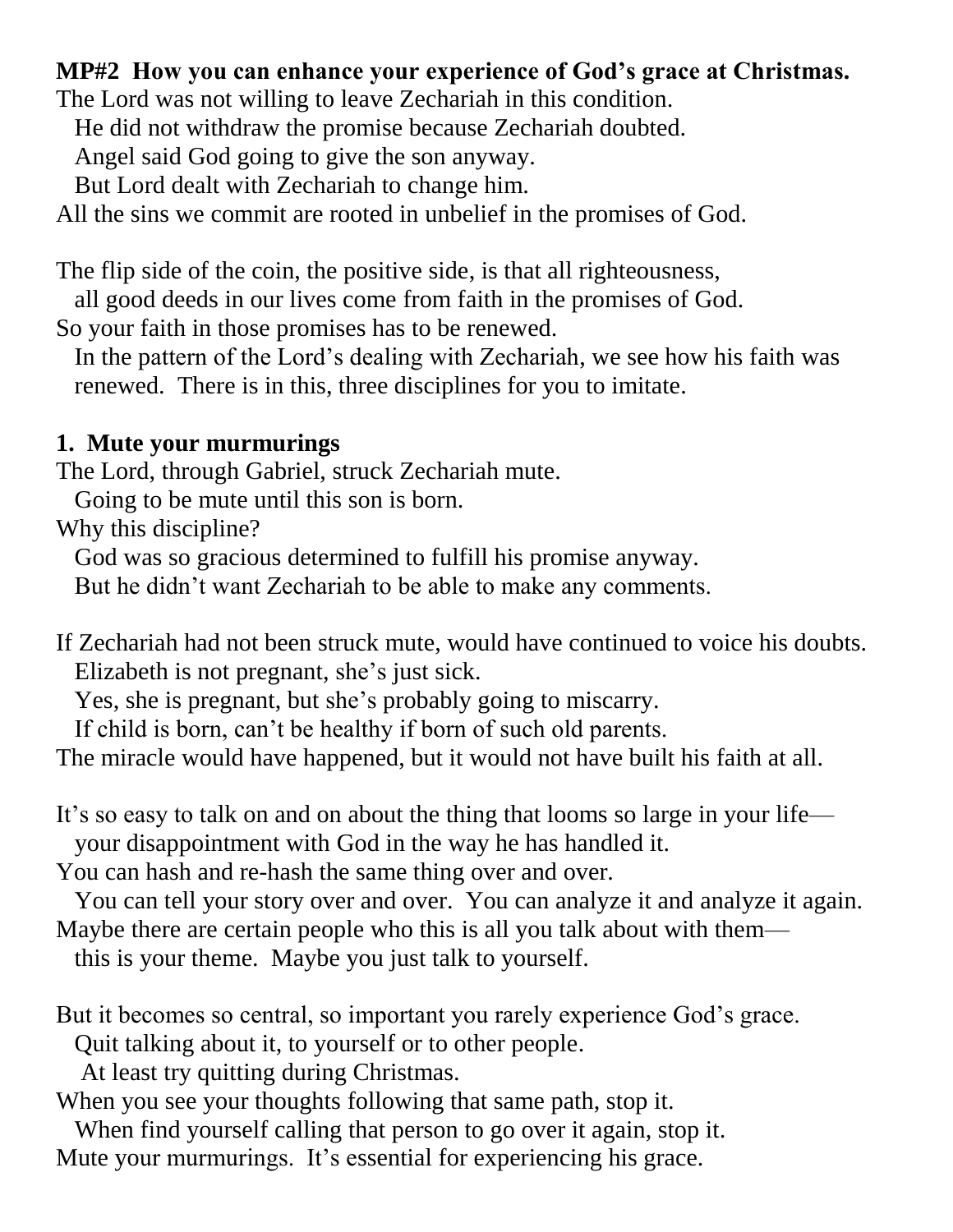**MP#2 How you can enhance your experience of God's grace at Christmas.**

The Lord was not willing to leave Zechariah in this condition.
He did not withdraw the promise because Zechariah doubted.
Angel said God going to give the son anyway.
But Lord dealt with Zechariah to change him.
All the sins we commit are rooted in unbelief in the promises of God.

The flip side of the coin, the positive side, is that all righteousness,
all good deeds in our lives come from faith in the promises of God.
So your faith in those promises has to be renewed.
In the pattern of the Lord's dealing with Zechariah, we see how his faith was renewed. There is in this, three disciplines for you to imitate.

**1. Mute your murmurings**

The Lord, through Gabriel, struck Zechariah mute.
Going to be mute until this son is born.
Why this discipline?
God was so gracious determined to fulfill his promise anyway.
But he didn't want Zechariah to be able to make any comments.

If Zechariah had not been struck mute, would have continued to voice his doubts.
Elizabeth is not pregnant, she's just sick.
Yes, she is pregnant, but she's probably going to miscarry.
If child is born, can't be healthy if born of such old parents.
The miracle would have happened, but it would not have built his faith at all.

It's so easy to talk on and on about the thing that looms so large in your life—
your disappointment with God in the way he has handled it.
You can hash and re-hash the same thing over and over.
You can tell your story over and over. You can analyze it and analyze it again.
Maybe there are certain people who this is all you talk about with them—
this is your theme. Maybe you just talk to yourself.

But it becomes so central, so important you rarely experience God's grace.
Quit talking about it, to yourself or to other people.
At least try quitting during Christmas.
When you see your thoughts following that same path, stop it.
When find yourself calling that person to go over it again, stop it.
Mute your murmurings. It's essential for experiencing his grace.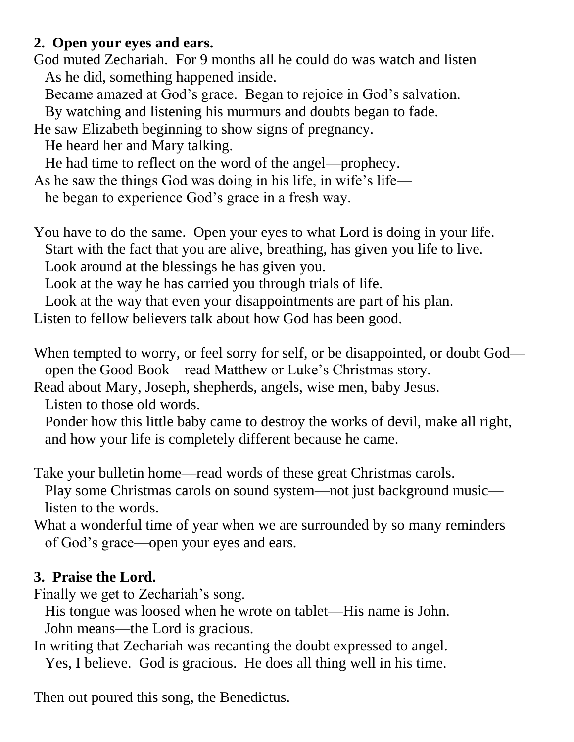**2. Open your eyes and ears.**

God muted Zechariah. For 9 months all he could do was watch and listen
As he did, something happened inside.
Became amazed at God's grace. Began to rejoice in God's salvation.
By watching and listening his murmurs and doubts began to fade.
He saw Elizabeth beginning to show signs of pregnancy.
He heard her and Mary talking.
He had time to reflect on the word of the angel—prophecy.
As he saw the things God was doing in his life, in wife's life—
he began to experience God's grace in a fresh way.

You have to do the same. Open your eyes to what Lord is doing in your life.
Start with the fact that you are alive, breathing, has given you life to live.
Look around at the blessings he has given you.
Look at the way he has carried you through trials of life.
Look at the way that even your disappointments are part of his plan.
Listen to fellow believers talk about how God has been good.

When tempted to worry, or feel sorry for self, or be disappointed, or doubt God—
open the Good Book—read Matthew or Luke's Christmas story.
Read about Mary, Joseph, shepherds, angels, wise men, baby Jesus.
Listen to those old words.
Ponder how this little baby came to destroy the works of devil, make all right,
and how your life is completely different because he came.

Take your bulletin home—read words of these great Christmas carols.
Play some Christmas carols on sound system—not just background music—
listen to the words.
What a wonderful time of year when we are surrounded by so many reminders
of God's grace—open your eyes and ears.

**3. Praise the Lord.**

Finally we get to Zechariah's song.
His tongue was loosed when he wrote on tablet—His name is John.
John means—the Lord is gracious.
In writing that Zechariah was recanting the doubt expressed to angel.
Yes, I believe. God is gracious. He does all thing well in his time.

Then out poured this song, the Benedictus.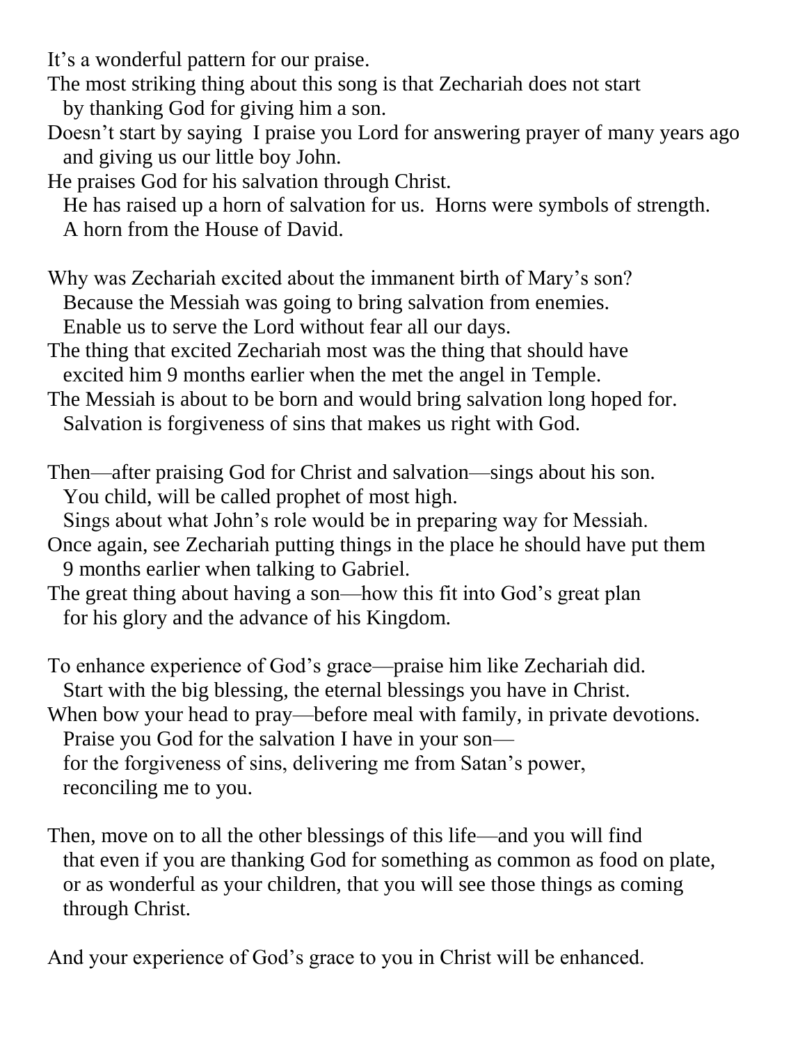It's a wonderful pattern for our praise.

The most striking thing about this song is that Zechariah does not start
  by thanking God for giving him a son.

Doesn't start by saying  I praise you Lord for answering prayer of many years ago
  and giving us our little boy John.

He praises God for his salvation through Christ.
  He has raised up a horn of salvation for us.  Horns were symbols of strength.
  A horn from the House of David.

Why was Zechariah excited about the immanent birth of Mary's son?
  Because the Messiah was going to bring salvation from enemies.
  Enable us to serve the Lord without fear all our days.

The thing that excited Zechariah most was the thing that should have
  excited him 9 months earlier when the met the angel in Temple.

The Messiah is about to be born and would bring salvation long hoped for.
  Salvation is forgiveness of sins that makes us right with God.

Then—after praising God for Christ and salvation—sings about his son.
  You child, will be called prophet of most high.
  Sings about what John's role would be in preparing way for Messiah.

Once again, see Zechariah putting things in the place he should have put them
  9 months earlier when talking to Gabriel.

The great thing about having a son—how this fit into God's great plan
  for his glory and the advance of his Kingdom.

To enhance experience of God's grace—praise him like Zechariah did.
  Start with the big blessing, the eternal blessings you have in Christ.

When bow your head to pray—before meal with family, in private devotions.
  Praise you God for the salvation I have in your son—
  for the forgiveness of sins, delivering me from Satan's power,
  reconciling me to you.

Then, move on to all the other blessings of this life—and you will find
  that even if you are thanking God for something as common as food on plate,
  or as wonderful as your children, that you will see those things as coming
  through Christ.

And your experience of God's grace to you in Christ will be enhanced.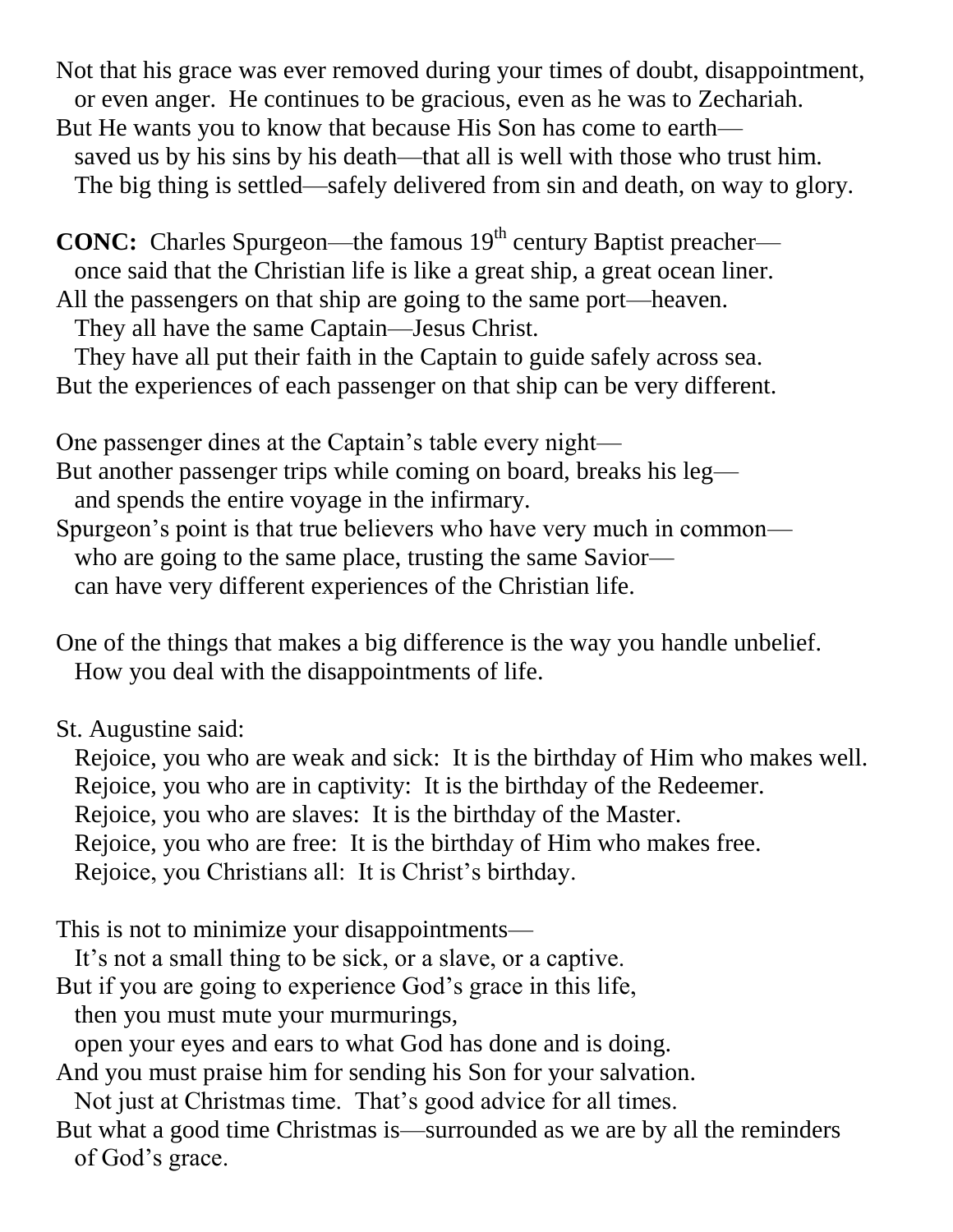Not that his grace was ever removed during your times of doubt, disappointment, or even anger. He continues to be gracious, even as he was to Zechariah.
But He wants you to know that because His Son has come to earth—
saved us by his sins by his death—that all is well with those who trust him.
The big thing is settled—safely delivered from sin and death, on way to glory.

**CONC:** Charles Spurgeon—the famous 19th century Baptist preacher—
once said that the Christian life is like a great ship, a great ocean liner.
All the passengers on that ship are going to the same port—heaven.
They all have the same Captain—Jesus Christ.
They have all put their faith in the Captain to guide safely across sea.
But the experiences of each passenger on that ship can be very different.

One passenger dines at the Captain's table every night—
But another passenger trips while coming on board, breaks his leg—
and spends the entire voyage in the infirmary.
Spurgeon's point is that true believers who have very much in common—
who are going to the same place, trusting the same Savior—
can have very different experiences of the Christian life.

One of the things that makes a big difference is the way you handle unbelief.
How you deal with the disappointments of life.

St. Augustine said:
Rejoice, you who are weak and sick: It is the birthday of Him who makes well.
Rejoice, you who are in captivity: It is the birthday of the Redeemer.
Rejoice, you who are slaves: It is the birthday of the Master.
Rejoice, you who are free: It is the birthday of Him who makes free.
Rejoice, you Christians all: It is Christ's birthday.

This is not to minimize your disappointments—
It's not a small thing to be sick, or a slave, or a captive.
But if you are going to experience God's grace in this life,
then you must mute your murmurings,
open your eyes and ears to what God has done and is doing.
And you must praise him for sending his Son for your salvation.
Not just at Christmas time. That's good advice for all times.
But what a good time Christmas is—surrounded as we are by all the reminders of God's grace.